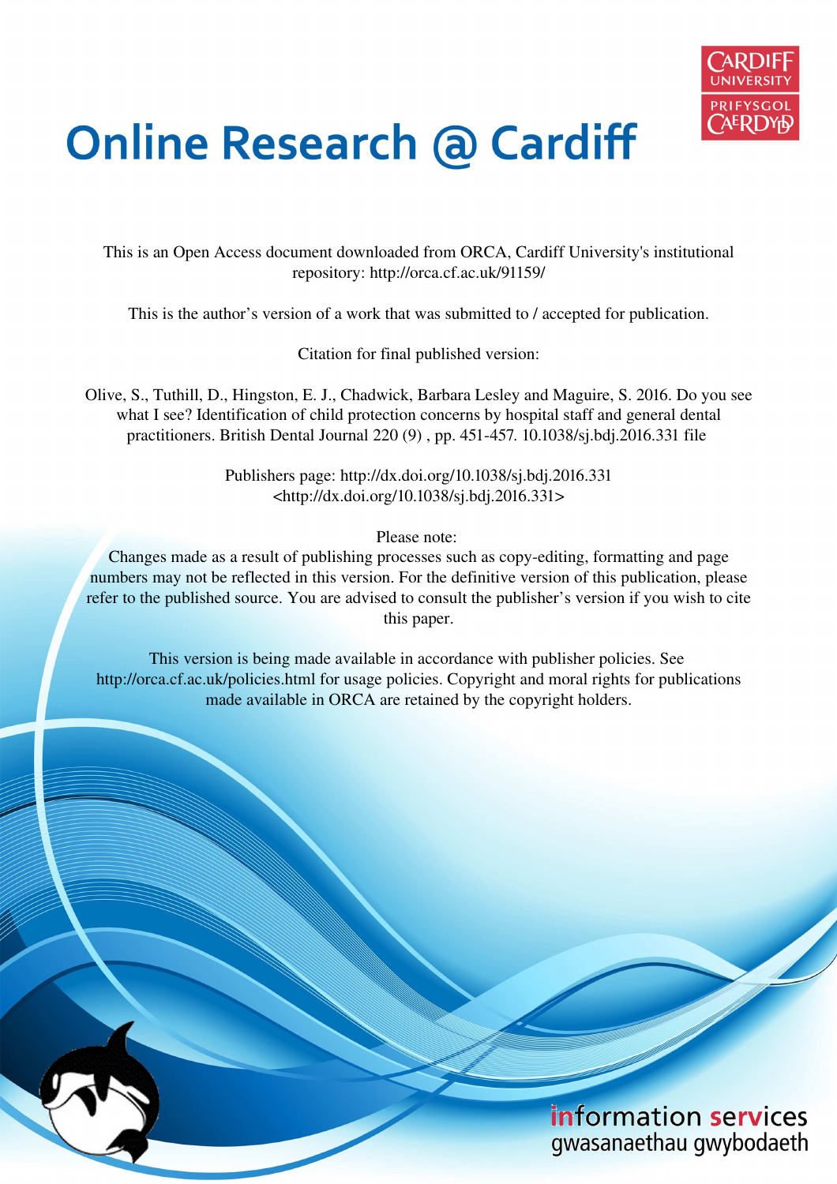# Online Research @ Cardiff

This is an Open Access document downloaded from ORCA, Cardiff University's institutional repository: http://orca.cf.ac.uk/91159/

This is the author's version of a work that was submitted to / accepted for publication.

Citation for final published version:

Olive, S., Tuthill, D., Hingston, E. J., Chadwick, Barbara Lesley and Maguire, S. 2016. Do you see what I see? Identification of child protection concerns by hospital staff and general dental practitioners. British Dental Journal 220 (9) , pp. 451-457. 10.1038/sj.bdj.2016.331 file

Publishers page: http://dx.doi.org/10.1038/sj.bdj.2016.331
<http://dx.doi.org/10.1038/sj.bdj.2016.331>

Please note:
Changes made as a result of publishing processes such as copy-editing, formatting and page numbers may not be reflected in this version. For the definitive version of this publication, please refer to the published source. You are advised to consult the publisher's version if you wish to cite this paper.

This version is being made available in accordance with publisher policies. See http://orca.cf.ac.uk/policies.html for usage policies. Copyright and moral rights for publications made available in ORCA are retained by the copyright holders.

information services
gwasanaethau gwybodaeth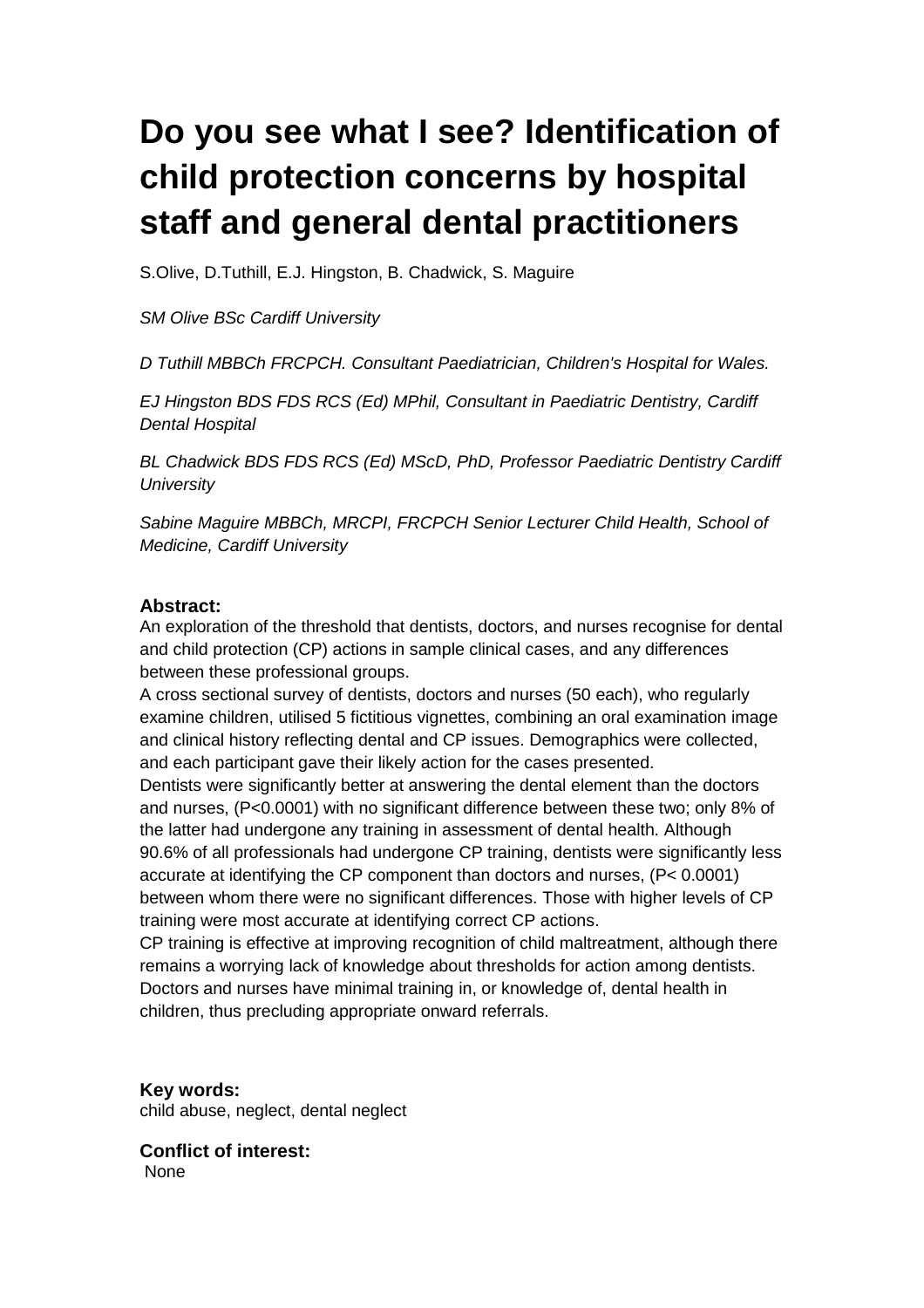# Do you see what I see? Identification of child protection concerns by hospital staff and general dental practitioners

S.Olive, D.Tuthill, E.J. Hingston, B. Chadwick, S. Maguire

*SM Olive BSc Cardiff University*

*D Tuthill MBBCh FRCPCH. Consultant Paediatrician, Children's Hospital for Wales.*

*EJ Hingston BDS FDS RCS (Ed) MPhil, Consultant in Paediatric Dentistry, Cardiff Dental Hospital*

*BL Chadwick BDS FDS RCS (Ed) MScD, PhD, Professor Paediatric Dentistry Cardiff University*

*Sabine Maguire MBBCh, MRCPI, FRCPCH Senior Lecturer Child Health, School of Medicine, Cardiff University*

**Abstract:**

An exploration of the threshold that dentists, doctors, and nurses recognise for dental and child protection (CP) actions in sample clinical cases, and any differences between these professional groups.

A cross sectional survey of dentists, doctors and nurses (50 each), who regularly examine children, utilised 5 fictitious vignettes, combining an oral examination image and clinical history reflecting dental and CP issues. Demographics were collected, and each participant gave their likely action for the cases presented.

Dentists were significantly better at answering the dental element than the doctors and nurses, ($P<0.0001$) with no significant difference between these two; only 8% of the latter had undergone any training in assessment of dental health. Although 90.6% of all professionals had undergone CP training, dentists were significantly less accurate at identifying the CP component than doctors and nurses, ($P< 0.0001$) between whom there were no significant differences. Those with higher levels of CP training were most accurate at identifying correct CP actions.

CP training is effective at improving recognition of child maltreatment, although there remains a worrying lack of knowledge about thresholds for action among dentists. Doctors and nurses have minimal training in, or knowledge of, dental health in children, thus precluding appropriate onward referrals.

**Key words:**

child abuse, neglect, dental neglect

**Conflict of interest:**

None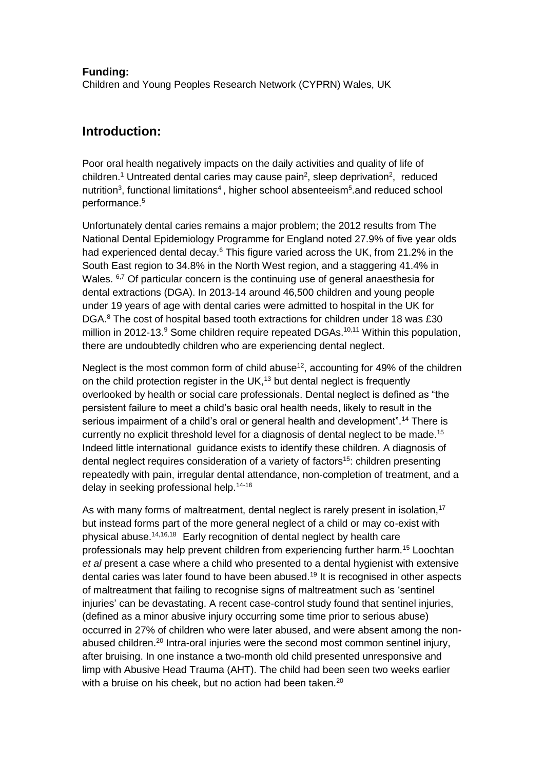**Funding:**

Children and Young Peoples Research Network (CYPRN) Wales, UK

## Introduction:

Poor oral health negatively impacts on the daily activities and quality of life of children.[1] Untreated dental caries may cause pain[2], sleep deprivation[2], reduced nutrition[3], functional limitations[4], higher school absenteeism[5].and reduced school performance.[5]

Unfortunately dental caries remains a major problem; the 2012 results from The National Dental Epidemiology Programme for England noted 27.9% of five year olds had experienced dental decay.[6] This figure varied across the UK, from 21.2% in the South East region to 34.8% in the North West region, and a staggering 41.4% in Wales. [6,7] Of particular concern is the continuing use of general anaesthesia for dental extractions (DGA). In 2013-14 around 46,500 children and young people under 19 years of age with dental caries were admitted to hospital in the UK for DGA.[8] The cost of hospital based tooth extractions for children under 18 was £30 million in 2012-13.[9] Some children require repeated DGAs.[10,11] Within this population, there are undoubtedly children who are experiencing dental neglect.

Neglect is the most common form of child abuse[12], accounting for 49% of the children on the child protection register in the UK,[13] but dental neglect is frequently overlooked by health or social care professionals. Dental neglect is defined as "the persistent failure to meet a child's basic oral health needs, likely to result in the serious impairment of a child's oral or general health and development".[14] There is currently no explicit threshold level for a diagnosis of dental neglect to be made.[15] Indeed little international guidance exists to identify these children. A diagnosis of dental neglect requires consideration of a variety of factors[15]: children presenting repeatedly with pain, irregular dental attendance, non-completion of treatment, and a delay in seeking professional help.[14-16]

As with many forms of maltreatment, dental neglect is rarely present in isolation,[17] but instead forms part of the more general neglect of a child or may co-exist with physical abuse.[14,16,18] Early recognition of dental neglect by health care professionals may help prevent children from experiencing further harm.[15] Loochtan *et al* present a case where a child who presented to a dental hygienist with extensive dental caries was later found to have been abused.[19] It is recognised in other aspects of maltreatment that failing to recognise signs of maltreatment such as 'sentinel injuries' can be devastating. A recent case-control study found that sentinel injuries, (defined as a minor abusive injury occurring some time prior to serious abuse) occurred in 27% of children who were later abused, and were absent among the non-abused children.[20] Intra-oral injuries were the second most common sentinel injury, after bruising. In one instance a two-month old child presented unresponsive and limp with Abusive Head Trauma (AHT). The child had been seen two weeks earlier with a bruise on his cheek, but no action had been taken.[20]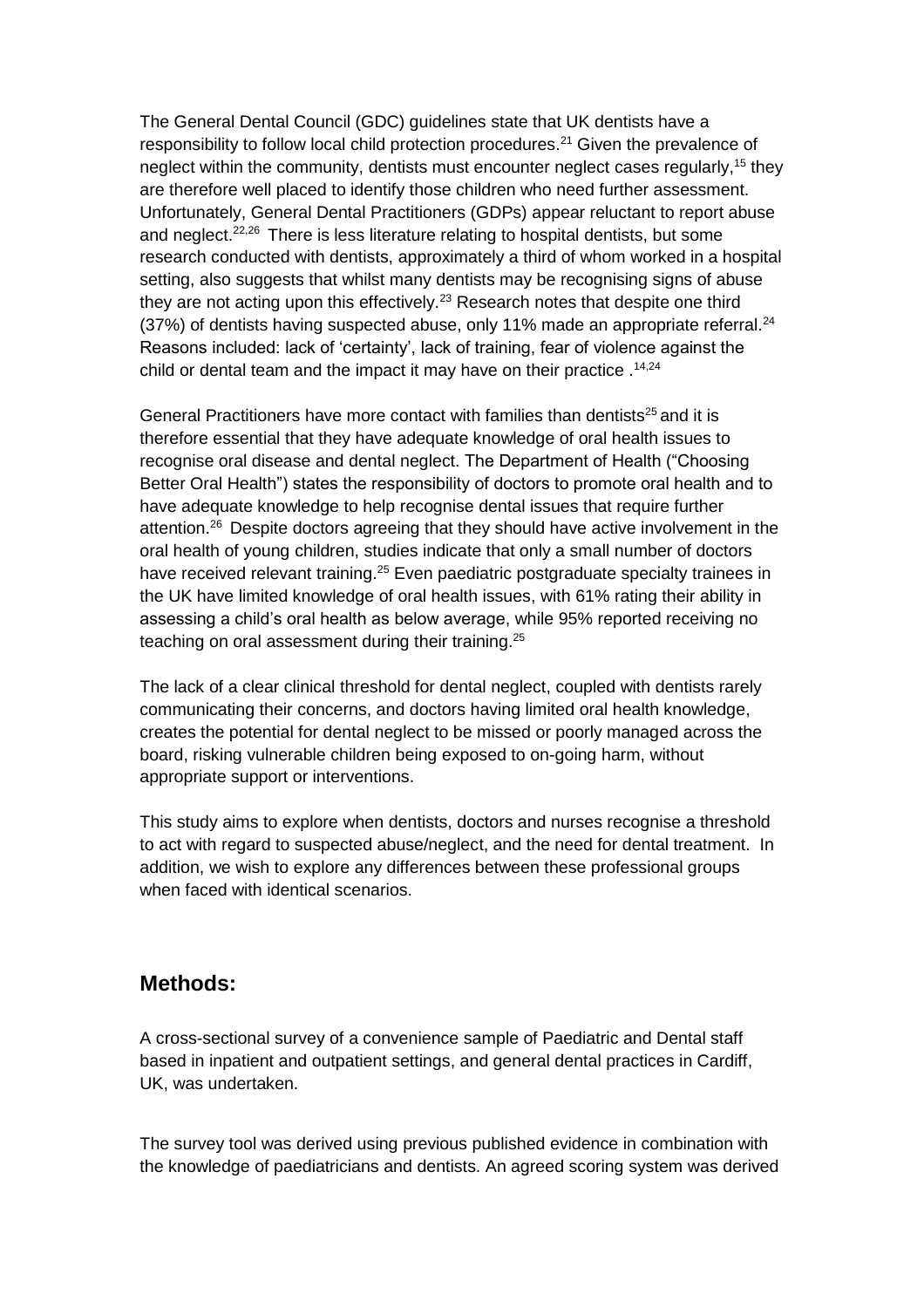The General Dental Council (GDC) guidelines state that UK dentists have a responsibility to follow local child protection procedures.[21] Given the prevalence of neglect within the community, dentists must encounter neglect cases regularly,[15] they are therefore well placed to identify those children who need further assessment. Unfortunately, General Dental Practitioners (GDPs) appear reluctant to report abuse and neglect.[22,26] There is less literature relating to hospital dentists, but some research conducted with dentists, approximately a third of whom worked in a hospital setting, also suggests that whilst many dentists may be recognising signs of abuse they are not acting upon this effectively.[23] Research notes that despite one third (37%) of dentists having suspected abuse, only 11% made an appropriate referral.[24] Reasons included: lack of 'certainty', lack of training, fear of violence against the child or dental team and the impact it may have on their practice .[14,24]

General Practitioners have more contact with families than dentists[25] and it is therefore essential that they have adequate knowledge of oral health issues to recognise oral disease and dental neglect. The Department of Health ("Choosing Better Oral Health") states the responsibility of doctors to promote oral health and to have adequate knowledge to help recognise dental issues that require further attention.[26] Despite doctors agreeing that they should have active involvement in the oral health of young children, studies indicate that only a small number of doctors have received relevant training.[25] Even paediatric postgraduate specialty trainees in the UK have limited knowledge of oral health issues, with 61% rating their ability in assessing a child's oral health as below average, while 95% reported receiving no teaching on oral assessment during their training.[25]

The lack of a clear clinical threshold for dental neglect, coupled with dentists rarely communicating their concerns, and doctors having limited oral health knowledge, creates the potential for dental neglect to be missed or poorly managed across the board, risking vulnerable children being exposed to on-going harm, without appropriate support or interventions.

This study aims to explore when dentists, doctors and nurses recognise a threshold to act with regard to suspected abuse/neglect, and the need for dental treatment. In addition, we wish to explore any differences between these professional groups when faced with identical scenarios.

## Methods:

A cross-sectional survey of a convenience sample of Paediatric and Dental staff based in inpatient and outpatient settings, and general dental practices in Cardiff, UK, was undertaken.

The survey tool was derived using previous published evidence in combination with the knowledge of paediatricians and dentists. An agreed scoring system was derived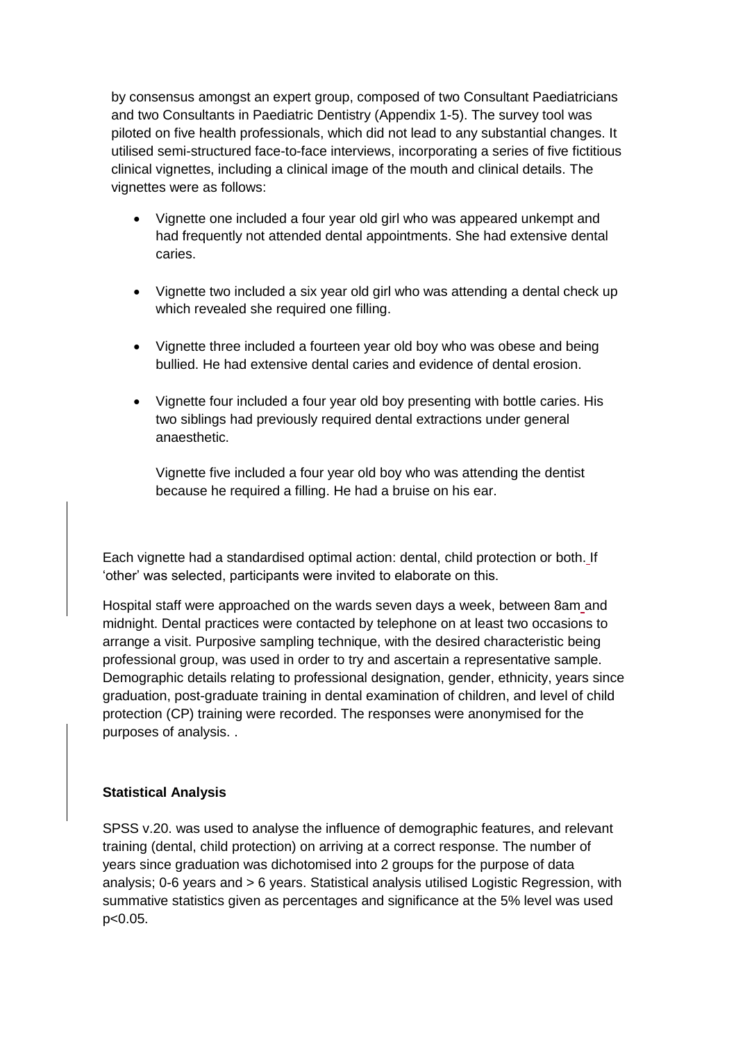by consensus amongst an expert group, composed of two Consultant Paediatricians and two Consultants in Paediatric Dentistry (Appendix 1-5). The survey tool was piloted on five health professionals, which did not lead to any substantial changes. It utilised semi-structured face-to-face interviews, incorporating a series of five fictitious clinical vignettes, including a clinical image of the mouth and clinical details. The vignettes were as follows:

- Vignette one included a four year old girl who was appeared unkempt and had frequently not attended dental appointments. She had extensive dental caries.
- Vignette two included a six year old girl who was attending a dental check up which revealed she required one filling.
- Vignette three included a fourteen year old boy who was obese and being bullied. He had extensive dental caries and evidence of dental erosion.
- Vignette four included a four year old boy presenting with bottle caries. His two siblings had previously required dental extractions under general anaesthetic.

  Vignette five included a four year old boy who was attending the dentist because he required a filling. He had a bruise on his ear.

Each vignette had a standardised optimal action: dental, child protection or both. If 'other' was selected, participants were invited to elaborate on this.

Hospital staff were approached on the wards seven days a week, between 8am and midnight. Dental practices were contacted by telephone on at least two occasions to arrange a visit. Purposive sampling technique, with the desired characteristic being professional group, was used in order to try and ascertain a representative sample. Demographic details relating to professional designation, gender, ethnicity, years since graduation, post-graduate training in dental examination of children, and level of child protection (CP) training were recorded. The responses were anonymised for the purposes of analysis. .

**Statistical Analysis**

SPSS v.20. was used to analyse the influence of demographic features, and relevant training (dental, child protection) on arriving at a correct response. The number of years since graduation was dichotomised into 2 groups for the purpose of data analysis; 0-6 years and > 6 years. Statistical analysis utilised Logistic Regression, with summative statistics given as percentages and significance at the 5% level was used $p<0.05$.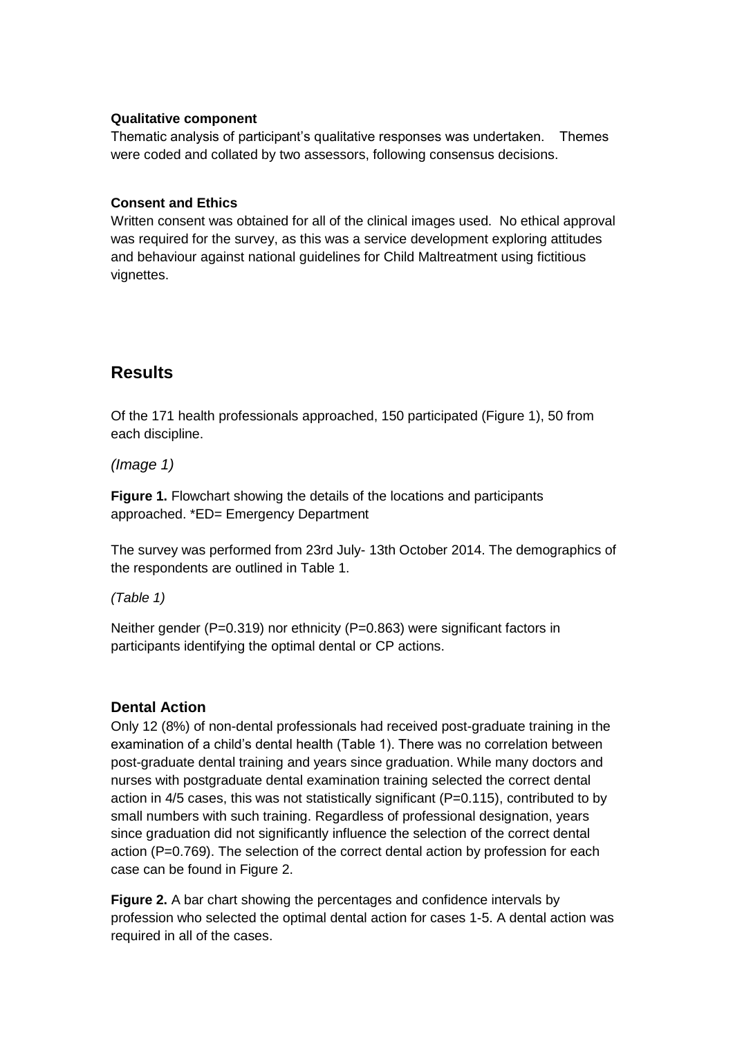**Qualitative component**

Thematic analysis of participant's qualitative responses was undertaken. Themes were coded and collated by two assessors, following consensus decisions.

**Consent and Ethics**

Written consent was obtained for all of the clinical images used. No ethical approval was required for the survey, as this was a service development exploring attitudes and behaviour against national guidelines for Child Maltreatment using fictitious vignettes.

# Results

Of the 171 health professionals approached, 150 participated (Figure 1), 50 from each discipline.

*(Image 1)*

**Figure 1.** Flowchart showing the details of the locations and participants approached. *ED= Emergency Department

The survey was performed from 23rd July- 13th October 2014. The demographics of the respondents are outlined in Table 1.

*(Table 1)*

Neither gender (P=0.319) nor ethnicity (P=0.863) were significant factors in participants identifying the optimal dental or CP actions.

## Dental Action

Only 12 (8%) of non-dental professionals had received post-graduate training in the examination of a child's dental health (Table 1). There was no correlation between post-graduate dental training and years since graduation. While many doctors and nurses with postgraduate dental examination training selected the correct dental action in 4/5 cases, this was not statistically significant (P=0.115), contributed to by small numbers with such training. Regardless of professional designation, years since graduation did not significantly influence the selection of the correct dental action (P=0.769). The selection of the correct dental action by profession for each case can be found in Figure 2.

**Figure 2.** A bar chart showing the percentages and confidence intervals by profession who selected the optimal dental action for cases 1-5. A dental action was required in all of the cases.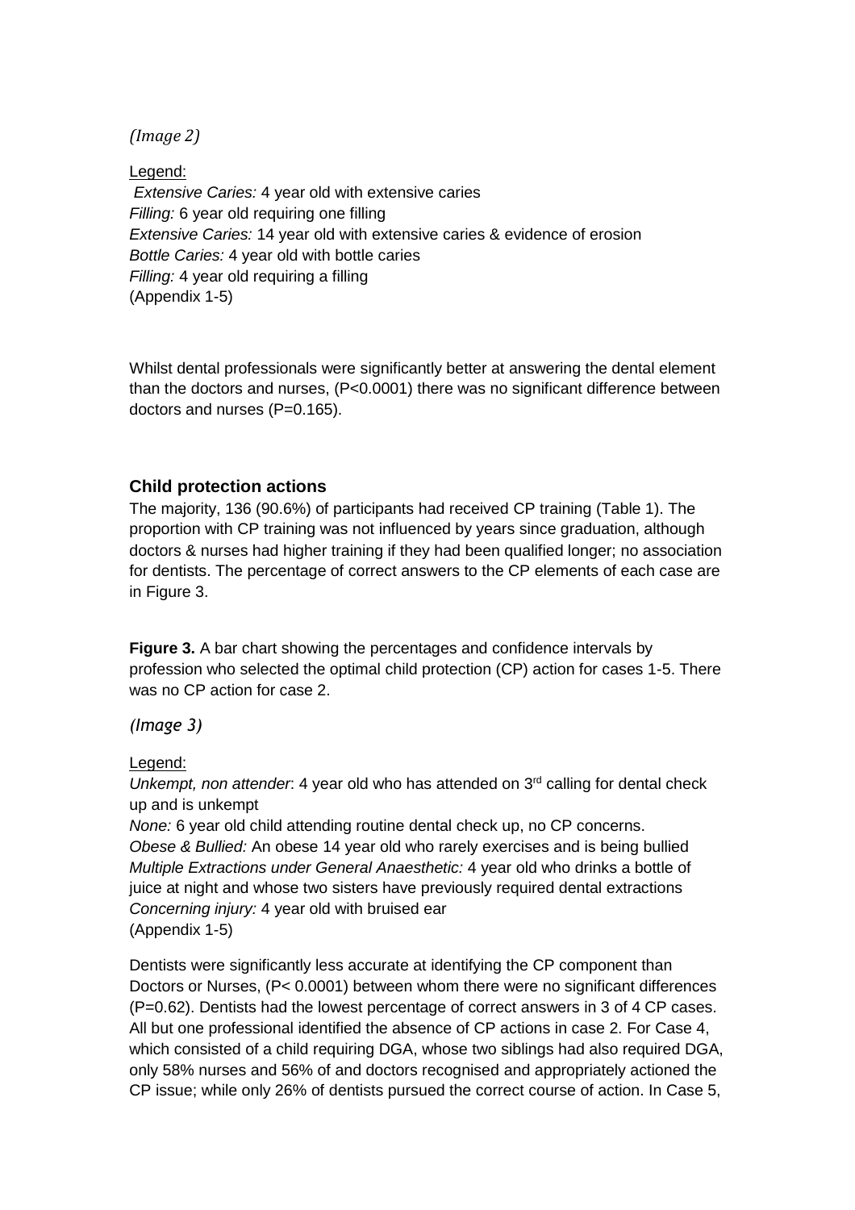*(Image 2)*

Legend:
*Extensive Caries:* 4 year old with extensive caries
*Filling:* 6 year old requiring one filling
*Extensive Caries:* 14 year old with extensive caries & evidence of erosion
*Bottle Caries:* 4 year old with bottle caries
*Filling:* 4 year old requiring a filling
(Appendix 1-5)

Whilst dental professionals were significantly better at answering the dental element than the doctors and nurses, ($P<0.0001$) there was no significant difference between doctors and nurses ($P=0.165$).

### Child protection actions

The majority, 136 (90.6%) of participants had received CP training (Table 1). The proportion with CP training was not influenced by years since graduation, although doctors & nurses had higher training if they had been qualified longer; no association for dentists. The percentage of correct answers to the CP elements of each case are in Figure 3.

**Figure 3.** A bar chart showing the percentages and confidence intervals by profession who selected the optimal child protection (CP) action for cases 1-5. There was no CP action for case 2.

*(Image 3)*

Legend:
*Unkempt, non attender*: 4 year old who has attended on 3rd calling for dental check up and is unkempt
*None:* 6 year old child attending routine dental check up, no CP concerns.
*Obese & Bullied:* An obese 14 year old who rarely exercises and is being bullied
*Multiple Extractions under General Anaesthetic:* 4 year old who drinks a bottle of juice at night and whose two sisters have previously required dental extractions
*Concerning injury:* 4 year old with bruised ear
(Appendix 1-5)

Dentists were significantly less accurate at identifying the CP component than Doctors or Nurses, ($P< 0.0001$) between whom there were no significant differences ($P=0.62$). Dentists had the lowest percentage of correct answers in 3 of 4 CP cases. All but one professional identified the absence of CP actions in case 2. For Case 4, which consisted of a child requiring DGA, whose two siblings had also required DGA, only 58% nurses and 56% of and doctors recognised and appropriately actioned the CP issue; while only 26% of dentists pursued the correct course of action. In Case 5,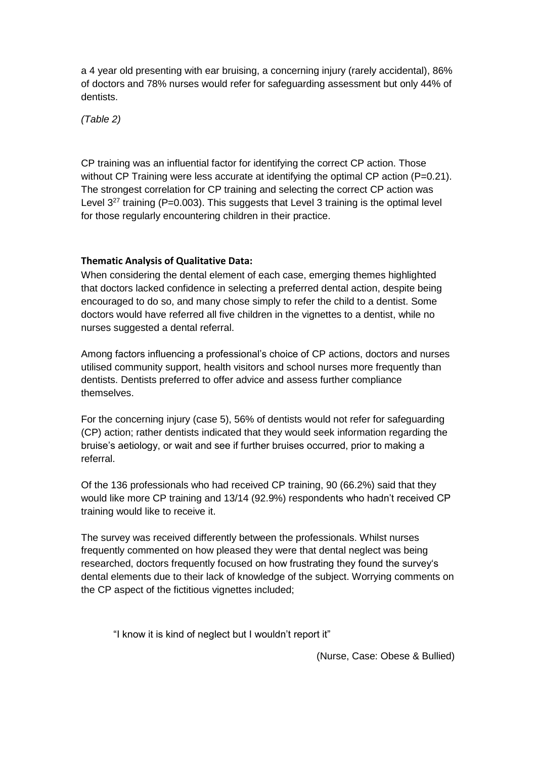a 4 year old presenting with ear bruising, a concerning injury (rarely accidental), 86% of doctors and 78% nurses would refer for safeguarding assessment but only 44% of dentists.

*(Table 2)*

CP training was an influential factor for identifying the correct CP action. Those without CP Training were less accurate at identifying the optimal CP action (P=0.21). The strongest correlation for CP training and selecting the correct CP action was Level 3[27] training (P=0.003). This suggests that Level 3 training is the optimal level for those regularly encountering children in their practice.

**Thematic Analysis of Qualitative Data:**

When considering the dental element of each case, emerging themes highlighted that doctors lacked confidence in selecting a preferred dental action, despite being encouraged to do so, and many chose simply to refer the child to a dentist. Some doctors would have referred all five children in the vignettes to a dentist, while no nurses suggested a dental referral.

Among factors influencing a professional's choice of CP actions, doctors and nurses utilised community support, health visitors and school nurses more frequently than dentists. Dentists preferred to offer advice and assess further compliance themselves.

For the concerning injury (case 5), 56% of dentists would not refer for safeguarding (CP) action; rather dentists indicated that they would seek information regarding the bruise's aetiology, or wait and see if further bruises occurred, prior to making a referral.

Of the 136 professionals who had received CP training, 90 (66.2%) said that they would like more CP training and 13/14 (92.9%) respondents who hadn't received CP training would like to receive it.

The survey was received differently between the professionals. Whilst nurses frequently commented on how pleased they were that dental neglect was being researched, doctors frequently focused on how frustrating they found the survey's dental elements due to their lack of knowledge of the subject. Worrying comments on the CP aspect of the fictitious vignettes included;

> "I know it is kind of neglect but I wouldn't report it"
>
> (Nurse, Case: Obese & Bullied)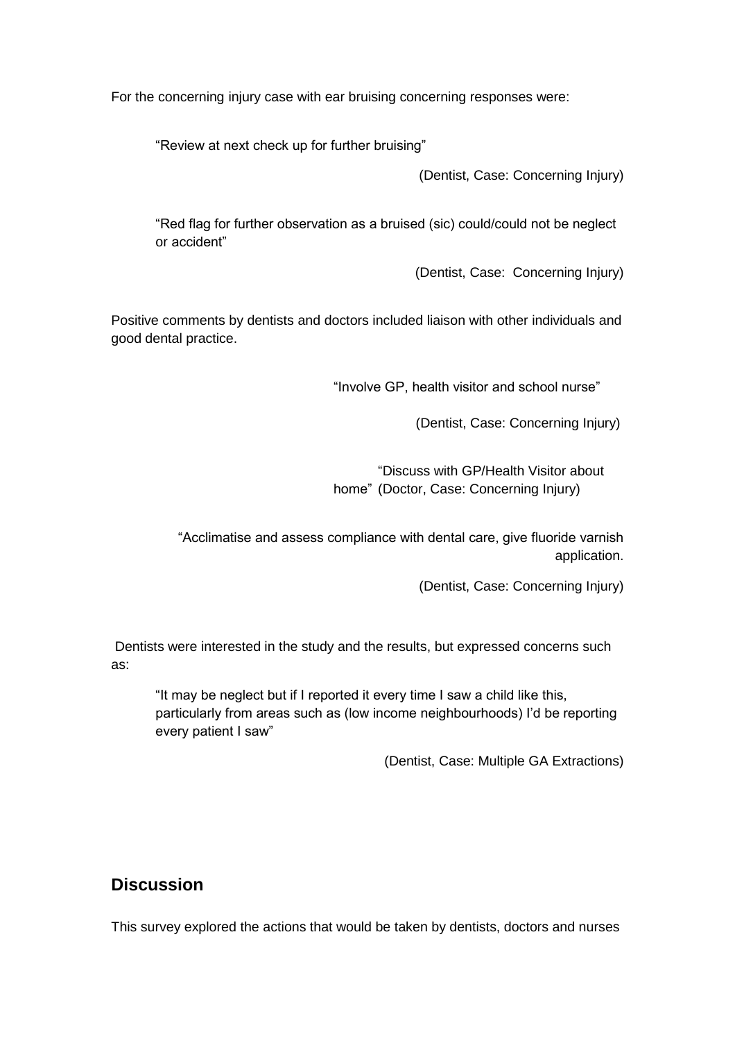For the concerning injury case with ear bruising concerning responses were:

> "Review at next check up for further bruising"
>
> (Dentist, Case: Concerning Injury)

> "Red flag for further observation as a bruised (sic) could/could not be neglect or accident"
>
> (Dentist, Case: Concerning Injury)

Positive comments by dentists and doctors included liaison with other individuals and good dental practice.

> "Involve GP, health visitor and school nurse"
>
> (Dentist, Case: Concerning Injury)

> "Discuss with GP/Health Visitor about home" (Doctor, Case: Concerning Injury)

> "Acclimatise and assess compliance with dental care, give fluoride varnish application.
>
> (Dentist, Case: Concerning Injury)

Dentists were interested in the study and the results, but expressed concerns such as:

> "It may be neglect but if I reported it every time I saw a child like this, particularly from areas such as (low income neighbourhoods) I'd be reporting every patient I saw"
>
> (Dentist, Case: Multiple GA Extractions)

## Discussion

This survey explored the actions that would be taken by dentists, doctors and nurses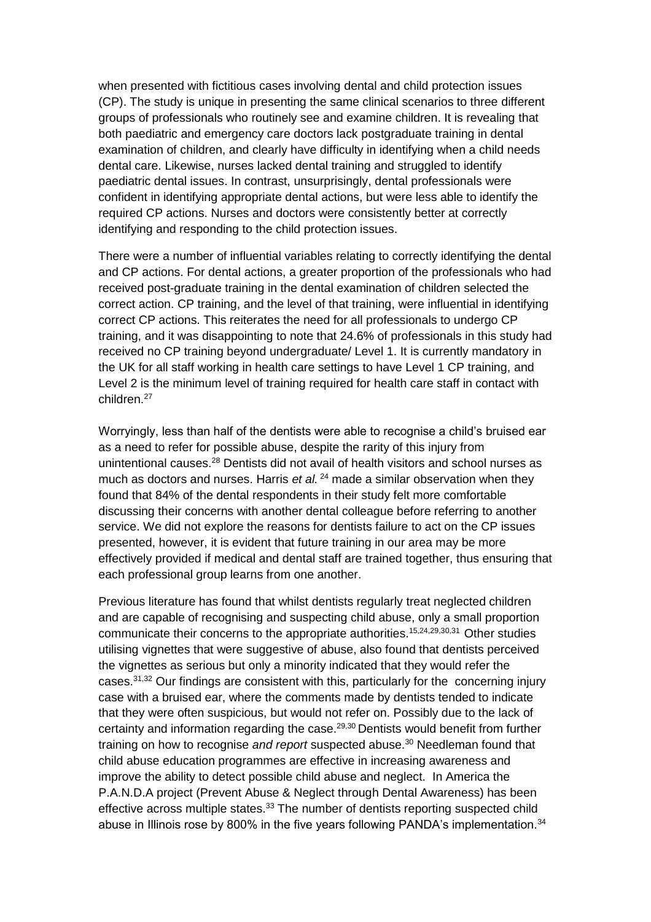when presented with fictitious cases involving dental and child protection issues (CP). The study is unique in presenting the same clinical scenarios to three different groups of professionals who routinely see and examine children. It is revealing that both paediatric and emergency care doctors lack postgraduate training in dental examination of children, and clearly have difficulty in identifying when a child needs dental care. Likewise, nurses lacked dental training and struggled to identify paediatric dental issues. In contrast, unsurprisingly, dental professionals were confident in identifying appropriate dental actions, but were less able to identify the required CP actions. Nurses and doctors were consistently better at correctly identifying and responding to the child protection issues.

There were a number of influential variables relating to correctly identifying the dental and CP actions. For dental actions, a greater proportion of the professionals who had received post-graduate training in the dental examination of children selected the correct action. CP training, and the level of that training, were influential in identifying correct CP actions. This reiterates the need for all professionals to undergo CP training, and it was disappointing to note that 24.6% of professionals in this study had received no CP training beyond undergraduate/ Level 1. It is currently mandatory in the UK for all staff working in health care settings to have Level 1 CP training, and Level 2 is the minimum level of training required for health care staff in contact with children.[27]

Worryingly, less than half of the dentists were able to recognise a child's bruised ear as a need to refer for possible abuse, despite the rarity of this injury from unintentional causes.[28] Dentists did not avail of health visitors and school nurses as much as doctors and nurses. Harris *et al.* [24] made a similar observation when they found that 84% of the dental respondents in their study felt more comfortable discussing their concerns with another dental colleague before referring to another service. We did not explore the reasons for dentists failure to act on the CP issues presented, however, it is evident that future training in our area may be more effectively provided if medical and dental staff are trained together, thus ensuring that each professional group learns from one another.

Previous literature has found that whilst dentists regularly treat neglected children and are capable of recognising and suspecting child abuse, only a small proportion communicate their concerns to the appropriate authorities.[15,24,29,30,31] Other studies utilising vignettes that were suggestive of abuse, also found that dentists perceived the vignettes as serious but only a minority indicated that they would refer the cases.[31,32] Our findings are consistent with this, particularly for the concerning injury case with a bruised ear, where the comments made by dentists tended to indicate that they were often suspicious, but would not refer on. Possibly due to the lack of certainty and information regarding the case.[29,30] Dentists would benefit from further training on how to recognise *and report* suspected abuse.[30] Needleman found that child abuse education programmes are effective in increasing awareness and improve the ability to detect possible child abuse and neglect. In America the P.A.N.D.A project (Prevent Abuse & Neglect through Dental Awareness) has been effective across multiple states.[33] The number of dentists reporting suspected child abuse in Illinois rose by 800% in the five years following PANDA's implementation.[34]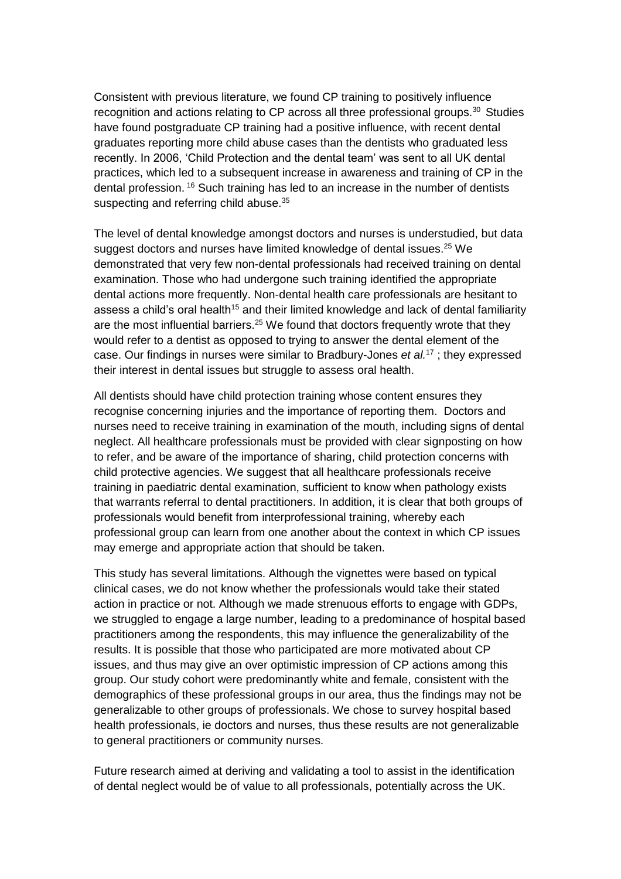Consistent with previous literature, we found CP training to positively influence recognition and actions relating to CP across all three professional groups.[30] Studies have found postgraduate CP training had a positive influence, with recent dental graduates reporting more child abuse cases than the dentists who graduated less recently. In 2006, 'Child Protection and the dental team' was sent to all UK dental practices, which led to a subsequent increase in awareness and training of CP in the dental profession.[16] Such training has led to an increase in the number of dentists suspecting and referring child abuse.[35]

The level of dental knowledge amongst doctors and nurses is understudied, but data suggest doctors and nurses have limited knowledge of dental issues.[25] We demonstrated that very few non-dental professionals had received training on dental examination. Those who had undergone such training identified the appropriate dental actions more frequently. Non-dental health care professionals are hesitant to assess a child's oral health[15] and their limited knowledge and lack of dental familiarity are the most influential barriers.[25] We found that doctors frequently wrote that they would refer to a dentist as opposed to trying to answer the dental element of the case. Our findings in nurses were similar to Bradbury-Jones *et al.*[17] ; they expressed their interest in dental issues but struggle to assess oral health.

All dentists should have child protection training whose content ensures they recognise concerning injuries and the importance of reporting them. Doctors and nurses need to receive training in examination of the mouth, including signs of dental neglect. All healthcare professionals must be provided with clear signposting on how to refer, and be aware of the importance of sharing, child protection concerns with child protective agencies. We suggest that all healthcare professionals receive training in paediatric dental examination, sufficient to know when pathology exists that warrants referral to dental practitioners. In addition, it is clear that both groups of professionals would benefit from interprofessional training, whereby each professional group can learn from one another about the context in which CP issues may emerge and appropriate action that should be taken.

This study has several limitations. Although the vignettes were based on typical clinical cases, we do not know whether the professionals would take their stated action in practice or not. Although we made strenuous efforts to engage with GDPs, we struggled to engage a large number, leading to a predominance of hospital based practitioners among the respondents, this may influence the generalizability of the results. It is possible that those who participated are more motivated about CP issues, and thus may give an over optimistic impression of CP actions among this group. Our study cohort were predominantly white and female, consistent with the demographics of these professional groups in our area, thus the findings may not be generalizable to other groups of professionals. We chose to survey hospital based health professionals, ie doctors and nurses, thus these results are not generalizable to general practitioners or community nurses.

Future research aimed at deriving and validating a tool to assist in the identification of dental neglect would be of value to all professionals, potentially across the UK.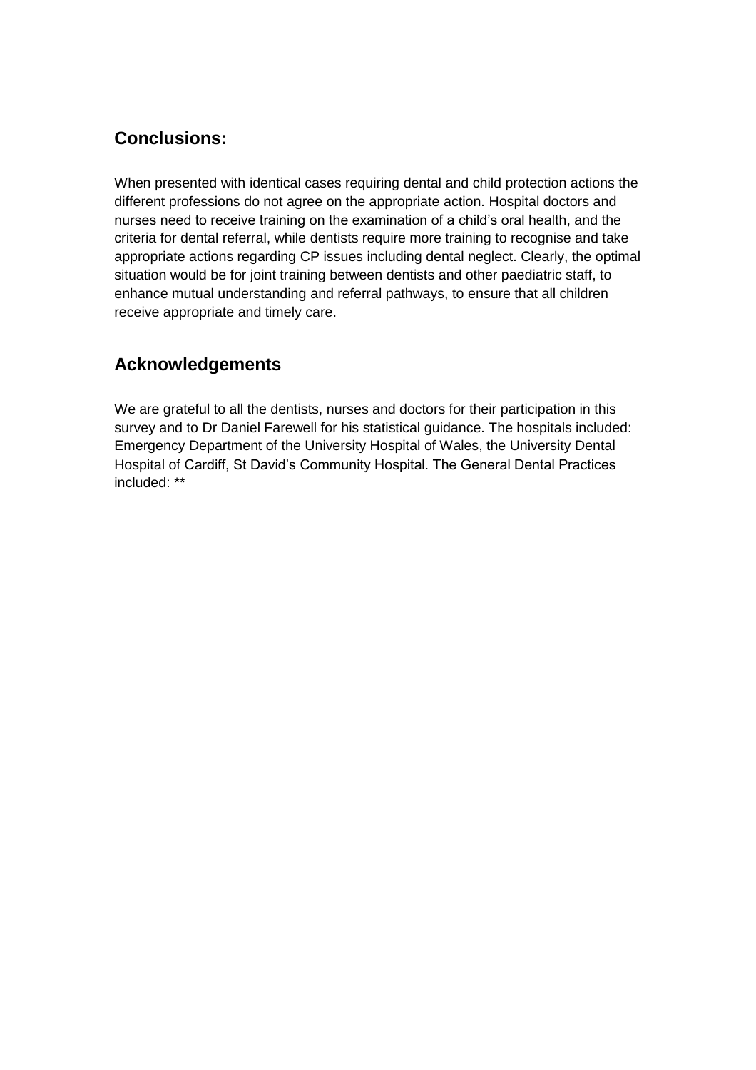## Conclusions:

When presented with identical cases requiring dental and child protection actions the different professions do not agree on the appropriate action. Hospital doctors and nurses need to receive training on the examination of a child's oral health, and the criteria for dental referral, while dentists require more training to recognise and take appropriate actions regarding CP issues including dental neglect. Clearly, the optimal situation would be for joint training between dentists and other paediatric staff, to enhance mutual understanding and referral pathways, to ensure that all children receive appropriate and timely care.

## Acknowledgements

We are grateful to all the dentists, nurses and doctors for their participation in this survey and to Dr Daniel Farewell for his statistical guidance. The hospitals included: Emergency Department of the University Hospital of Wales, the University Dental Hospital of Cardiff, St David's Community Hospital. The General Dental Practices included: **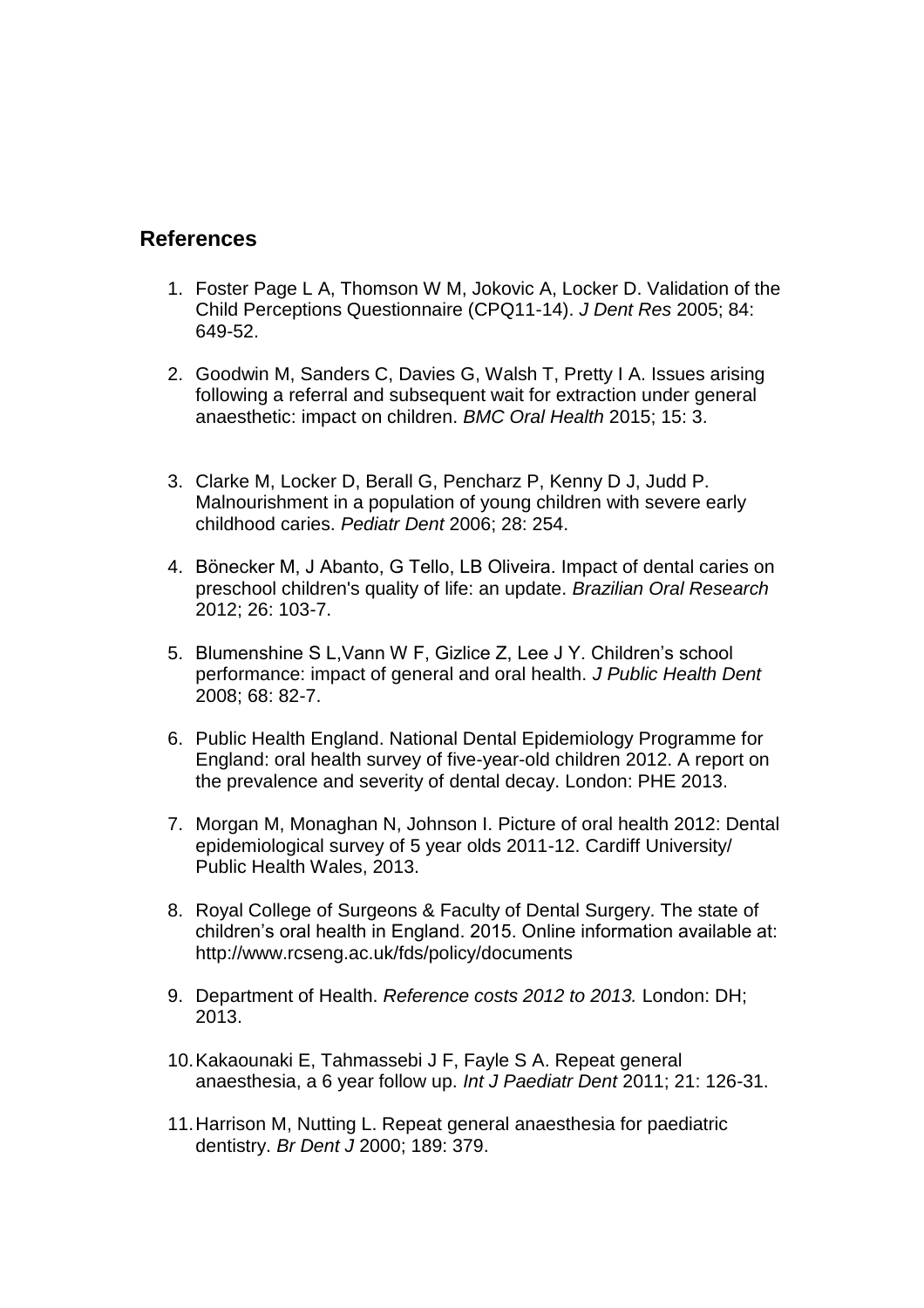## References

1. Foster Page L A, Thomson W M, Jokovic A, Locker D. Validation of the Child Perceptions Questionnaire (CPQ11-14). *J Dent Res* 2005; 84: 649-52.

2. Goodwin M, Sanders C, Davies G, Walsh T, Pretty I A. Issues arising following a referral and subsequent wait for extraction under general anaesthetic: impact on children. *BMC Oral Health* 2015; 15: 3.

3. Clarke M, Locker D, Berall G, Pencharz P, Kenny D J, Judd P. Malnourishment in a population of young children with severe early childhood caries. *Pediatr Dent* 2006; 28: 254.

4. Bönecker M, J Abanto, G Tello, LB Oliveira. Impact of dental caries on preschool children's quality of life: an update. *Brazilian Oral Research* 2012; 26: 103-7.

5. Blumenshine S L,Vann W F, Gizlice Z, Lee J Y. Children's school performance: impact of general and oral health. *J Public Health Dent* 2008; 68: 82-7.

6. Public Health England. National Dental Epidemiology Programme for England: oral health survey of five-year-old children 2012. A report on the prevalence and severity of dental decay. London: PHE 2013.

7. Morgan M, Monaghan N, Johnson I. Picture of oral health 2012: Dental epidemiological survey of 5 year olds 2011-12. Cardiff University/ Public Health Wales, 2013.

8. Royal College of Surgeons & Faculty of Dental Surgery. The state of children's oral health in England. 2015. Online information available at: http://www.rcseng.ac.uk/fds/policy/documents

9. Department of Health. *Reference costs 2012 to 2013.* London: DH; 2013.

10. Kakaounaki E, Tahmassebi J F, Fayle S A. Repeat general anaesthesia, a 6 year follow up. *Int J Paediatr Dent* 2011; 21: 126-31.

11. Harrison M, Nutting L. Repeat general anaesthesia for paediatric dentistry. *Br Dent J* 2000; 189: 379.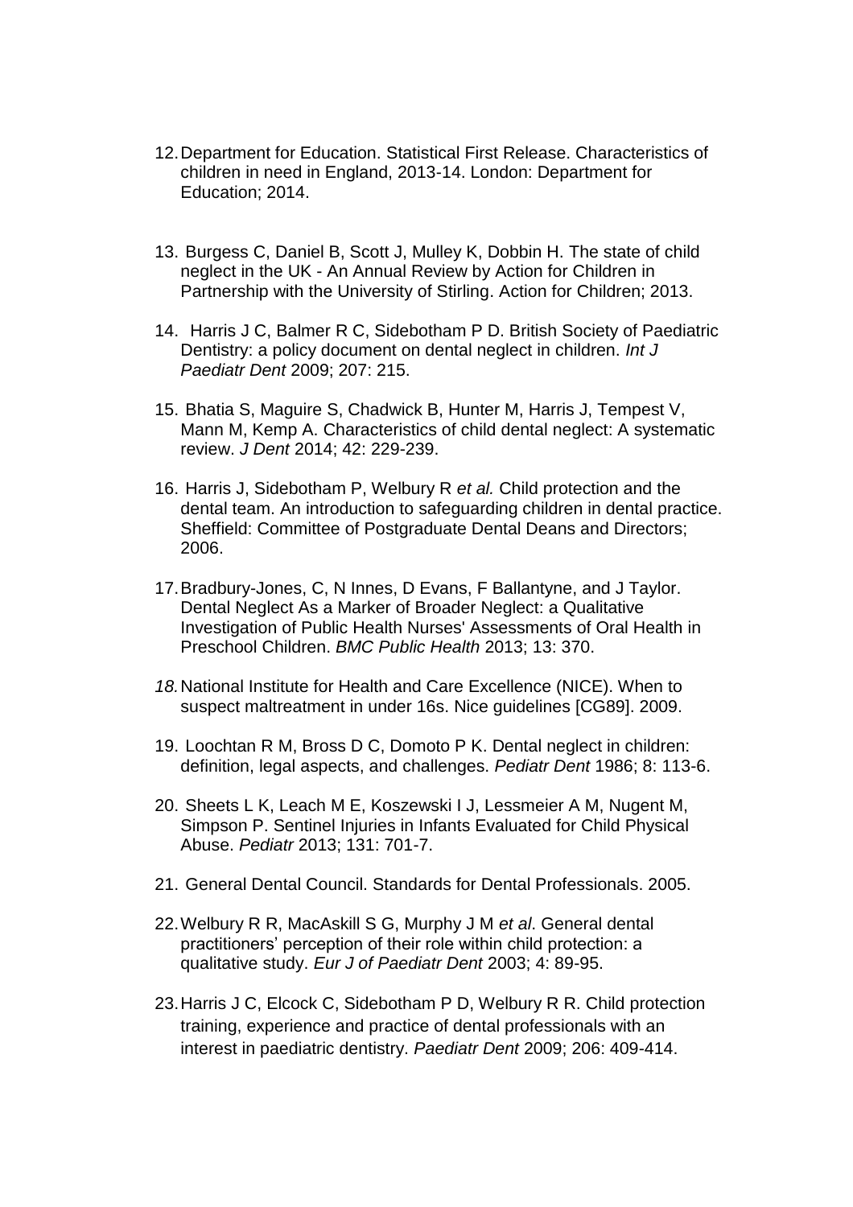12. Department for Education. Statistical First Release. Characteristics of children in need in England, 2013-14. London: Department for Education; 2014.

13. Burgess C, Daniel B, Scott J, Mulley K, Dobbin H. The state of child neglect in the UK - An Annual Review by Action for Children in Partnership with the University of Stirling. Action for Children; 2013.

14. Harris J C, Balmer R C, Sidebotham P D. British Society of Paediatric Dentistry: a policy document on dental neglect in children. *Int J Paediatr Dent* 2009; 207: 215.

15. Bhatia S, Maguire S, Chadwick B, Hunter M, Harris J, Tempest V, Mann M, Kemp A. Characteristics of child dental neglect: A systematic review. *J Dent* 2014; 42: 229-239.

16. Harris J, Sidebotham P, Welbury R *et al.* Child protection and the dental team. An introduction to safeguarding children in dental practice. Sheffield: Committee of Postgraduate Dental Deans and Directors; 2006.

17. Bradbury-Jones, C, N Innes, D Evans, F Ballantyne, and J Taylor. Dental Neglect As a Marker of Broader Neglect: a Qualitative Investigation of Public Health Nurses' Assessments of Oral Health in Preschool Children. *BMC Public Health* 2013; 13: 370.

18. National Institute for Health and Care Excellence (NICE). When to suspect maltreatment in under 16s. Nice guidelines [CG89]. 2009.

19. Loochtan R M, Bross D C, Domoto P K. Dental neglect in children: definition, legal aspects, and challenges. *Pediatr Dent* 1986; 8: 113-6.

20. Sheets L K, Leach M E, Koszewski I J, Lessmeier A M, Nugent M, Simpson P. Sentinel Injuries in Infants Evaluated for Child Physical Abuse. *Pediatr* 2013; 131: 701-7.

21. General Dental Council. Standards for Dental Professionals. 2005.

22. Welbury R R, MacAskill S G, Murphy J M *et al*. General dental practitioners' perception of their role within child protection: a qualitative study. *Eur J of Paediatr Dent* 2003; 4: 89-95.

23. Harris J C, Elcock C, Sidebotham P D, Welbury R R. Child protection training, experience and practice of dental professionals with an interest in paediatric dentistry. *Paediatr Dent* 2009; 206: 409-414.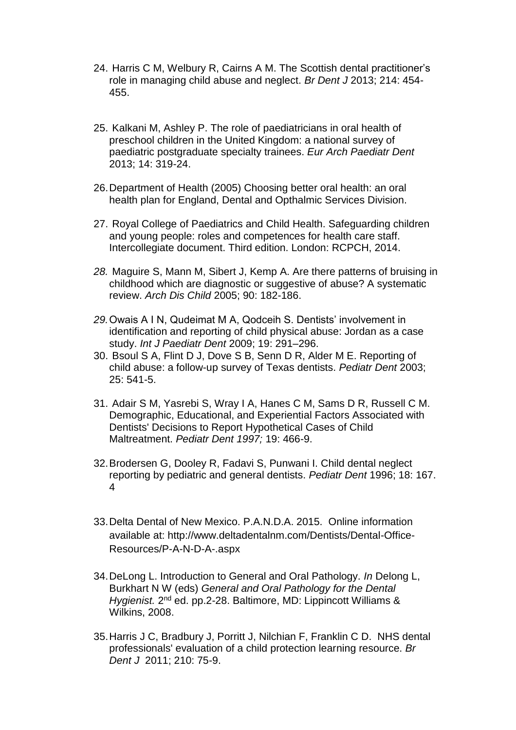24. Harris C M, Welbury R, Cairns A M. The Scottish dental practitioner's role in managing child abuse and neglect. *Br Dent J* 2013; 214: 454-455.

25. Kalkani M, Ashley P. The role of paediatricians in oral health of preschool children in the United Kingdom: a national survey of paediatric postgraduate specialty trainees. *Eur Arch Paediatr Dent* 2013; 14: 319-24.

26. Department of Health (2005) Choosing better oral health: an oral health plan for England, Dental and Opthalmic Services Division.

27. Royal College of Paediatrics and Child Health. Safeguarding children and young people: roles and competences for health care staff. Intercollegiate document. Third edition. London: RCPCH, 2014.

28. Maguire S, Mann M, Sibert J, Kemp A. Are there patterns of bruising in childhood which are diagnostic or suggestive of abuse? A systematic review. *Arch Dis Child* 2005; 90: 182-186.

29. Owais A I N, Qudeimat M A, Qodceih S. Dentists' involvement in identification and reporting of child physical abuse: Jordan as a case study. *Int J Paediatr Dent* 2009; 19: 291–296.

30. Bsoul S A, Flint D J, Dove S B, Senn D R, Alder M E. Reporting of child abuse: a follow-up survey of Texas dentists. *Pediatr Dent* 2003; 25: 541-5.

31. Adair S M, Yasrebi S, Wray I A, Hanes C M, Sams D R, Russell C M. Demographic, Educational, and Experiential Factors Associated with Dentists' Decisions to Report Hypothetical Cases of Child Maltreatment. *Pediatr Dent 1997;* 19: 466-9.

32. Brodersen G, Dooley R, Fadavi S, Punwani I. Child dental neglect reporting by pediatric and general dentists. *Pediatr Dent* 1996; 18: 167. 4

33. Delta Dental of New Mexico. P.A.N.D.A. 2015. Online information available at: http://www.deltadentalnm.com/Dentists/Dental-Office-Resources/P-A-N-D-A-.aspx

34. DeLong L. Introduction to General and Oral Pathology. *In* Delong L, Burkhart N W (eds) *General and Oral Pathology for the Dental Hygienist.* 2nd ed. pp.2-28. Baltimore, MD: Lippincott Williams & Wilkins, 2008.

35. Harris J C, Bradbury J, Porritt J, Nilchian F, Franklin C D. NHS dental professionals' evaluation of a child protection learning resource. *Br Dent J* 2011; 210: 75-9.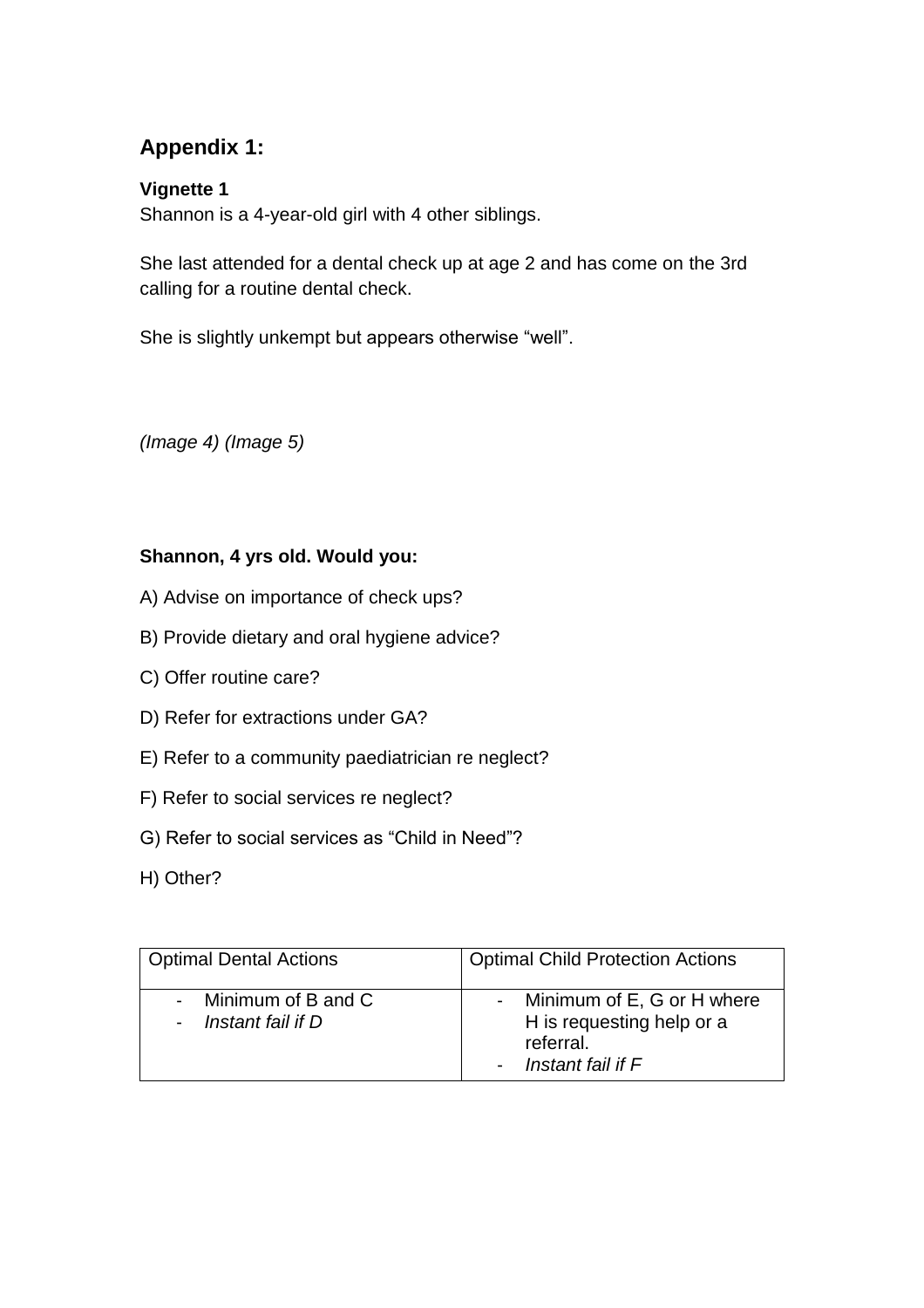## Appendix 1:

**Vignette 1**

Shannon is a 4-year-old girl with 4 other siblings.

She last attended for a dental check up at age 2 and has come on the 3rd calling for a routine dental check.

She is slightly unkempt but appears otherwise "well".

*(Image 4) (Image 5)*

**Shannon, 4 yrs old. Would you:**

A) Advise on importance of check ups?

B) Provide dietary and oral hygiene advice?

C) Offer routine care?

D) Refer for extractions under GA?

E) Refer to a community paediatrician re neglect?

F) Refer to social services re neglect?

G) Refer to social services as "Child in Need"?

H) Other?

| Optimal Dental Actions | Optimal Child Protection Actions |
| --- | --- |
| - Minimum of B and C<br>- *Instant fail if D* | - Minimum of E, G or H where H is requesting help or a referral.<br>- *Instant fail if F* |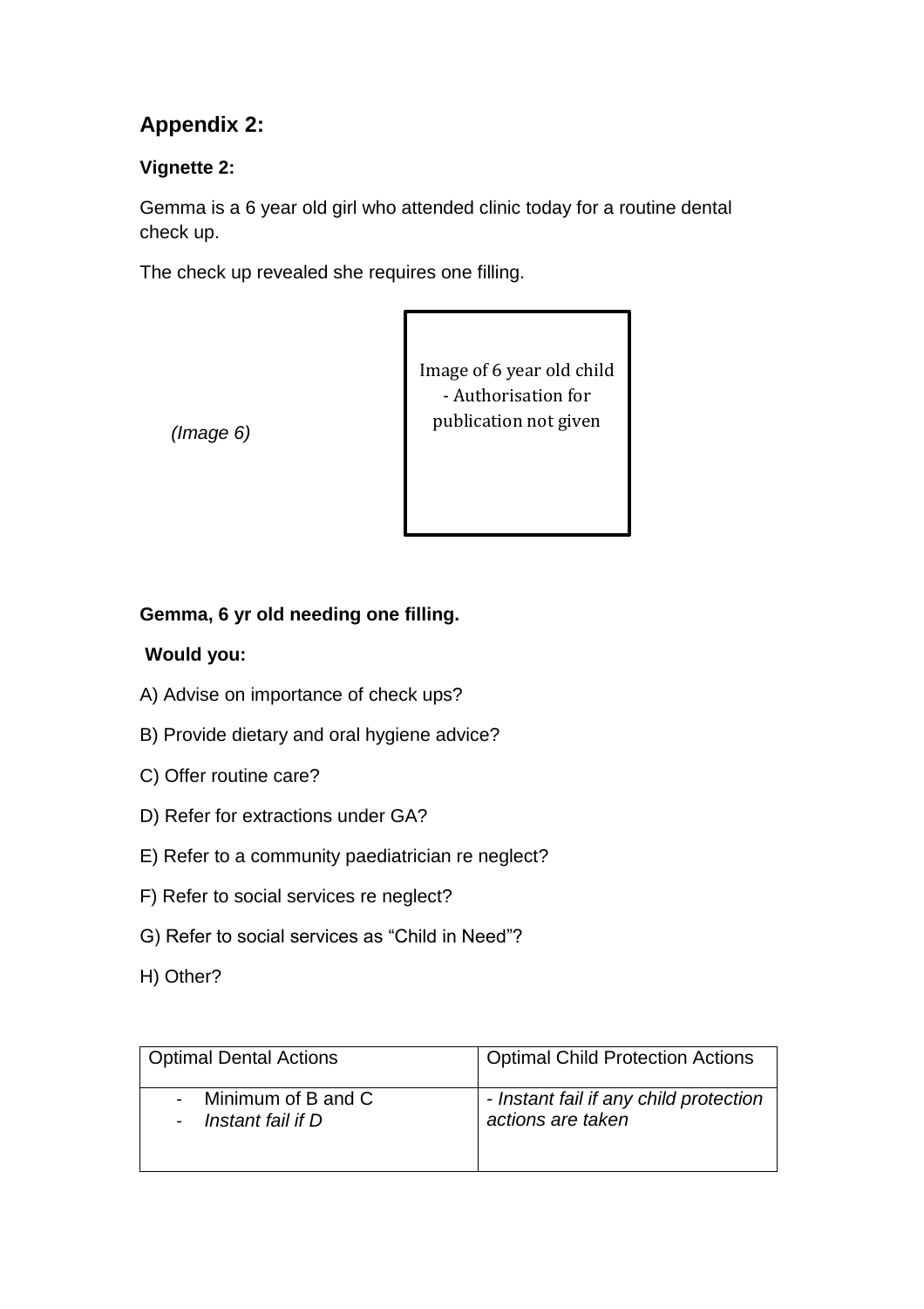## Appendix 2:

### Vignette 2:

Gemma is a 6 year old girl who attended clinic today for a routine dental check up.

The check up revealed she requires one filling.

*(Image 6)*

Image of 6 year old child - Authorisation for publication not given

**Gemma, 6 yr old needing one filling.**

**Would you:**

A) Advise on importance of check ups?

B) Provide dietary and oral hygiene advice?

C) Offer routine care?

D) Refer for extractions under GA?

E) Refer to a community paediatrician re neglect?

F) Refer to social services re neglect?

G) Refer to social services as "Child in Need"?

H) Other?

| Optimal Dental Actions | Optimal Child Protection Actions |
|---|---|
| - Minimum of B and C<br>- *Instant fail if D* | - *Instant fail if any child protection actions are taken* |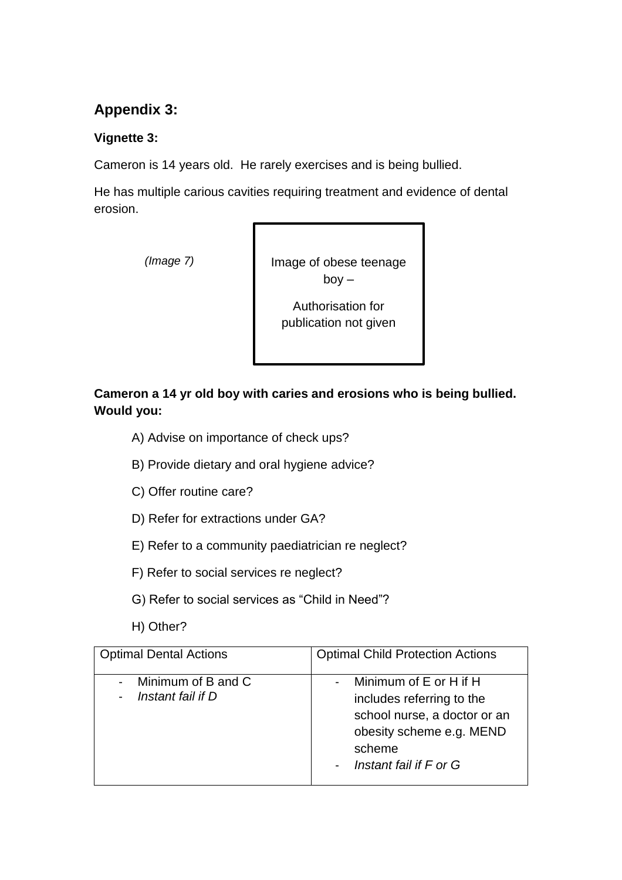## Appendix 3:

**Vignette 3:**

Cameron is 14 years old. He rarely exercises and is being bullied.

He has multiple carious cavities requiring treatment and evidence of dental erosion.

*(Image 7)*

Image of obese teenage boy –

Authorisation for publication not given

**Cameron a 14 yr old boy with caries and erosions who is being bullied. Would you:**

A) Advise on importance of check ups?

B) Provide dietary and oral hygiene advice?

C) Offer routine care?

D) Refer for extractions under GA?

E) Refer to a community paediatrician re neglect?

F) Refer to social services re neglect?

G) Refer to social services as "Child in Need"?

H) Other?

| Optimal Dental Actions | Optimal Child Protection Actions |
| --- | --- |
| - Minimum of B and C<br>- *Instant fail if D* | - Minimum of E or H if H includes referring to the school nurse, a doctor or an obesity scheme e.g. MEND scheme<br>- *Instant fail if F or G* |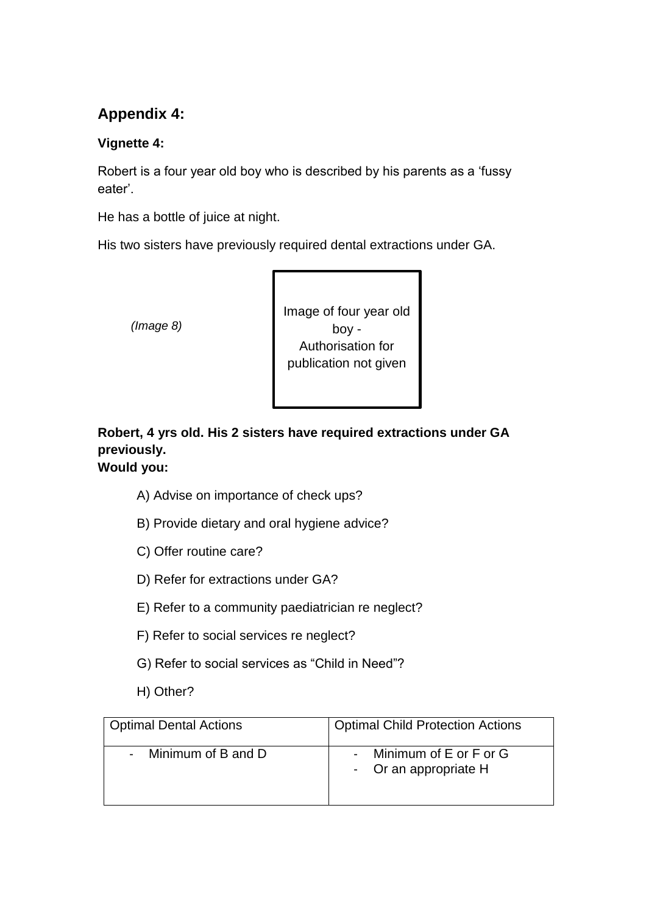## Appendix 4:

**Vignette 4:**

Robert is a four year old boy who is described by his parents as a 'fussy eater'.

He has a bottle of juice at night.

His two sisters have previously required dental extractions under GA.

*(Image 8)*

Image of four year old boy - Authorisation for publication not given

**Robert, 4 yrs old. His 2 sisters have required extractions under GA previously.**
**Would you:**

A) Advise on importance of check ups?

B) Provide dietary and oral hygiene advice?

C) Offer routine care?

D) Refer for extractions under GA?

E) Refer to a community paediatrician re neglect?

F) Refer to social services re neglect?

G) Refer to social services as "Child in Need"?

H) Other?

| Optimal Dental Actions | Optimal Child Protection Actions |
|---|---|
| - Minimum of B and D | - Minimum of E or F or G<br>- Or an appropriate H |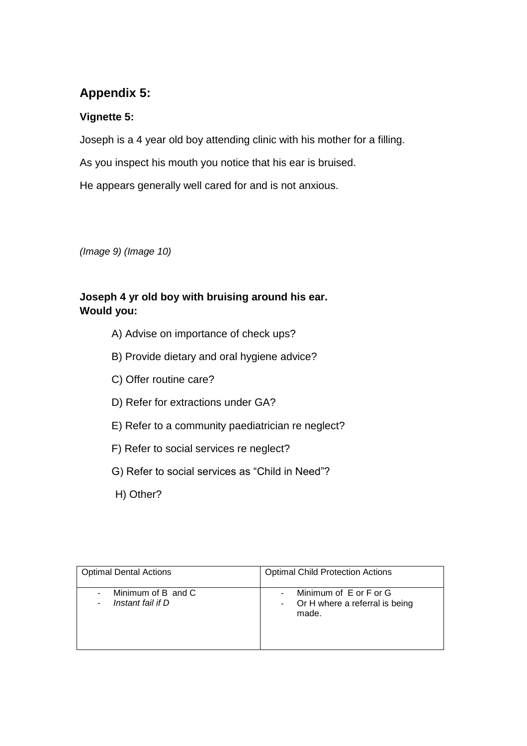## Appendix 5:

### Vignette 5:

Joseph is a 4 year old boy attending clinic with his mother for a filling.

As you inspect his mouth you notice that his ear is bruised.

He appears generally well cared for and is not anxious.

*(Image 9) (Image 10)*

**Joseph 4 yr old boy with bruising around his ear.**
**Would you:**

A) Advise on importance of check ups?

B) Provide dietary and oral hygiene advice?

C) Offer routine care?

D) Refer for extractions under GA?

E) Refer to a community paediatrician re neglect?

F) Refer to social services re neglect?

G) Refer to social services as "Child in Need"?

H) Other?

| Optimal Dental Actions | Optimal Child Protection Actions |
|---|---|
| - Minimum of B and C<br>- *Instant fail if D* | - Minimum of E or F or G<br>- Or H where a referral is being made. |